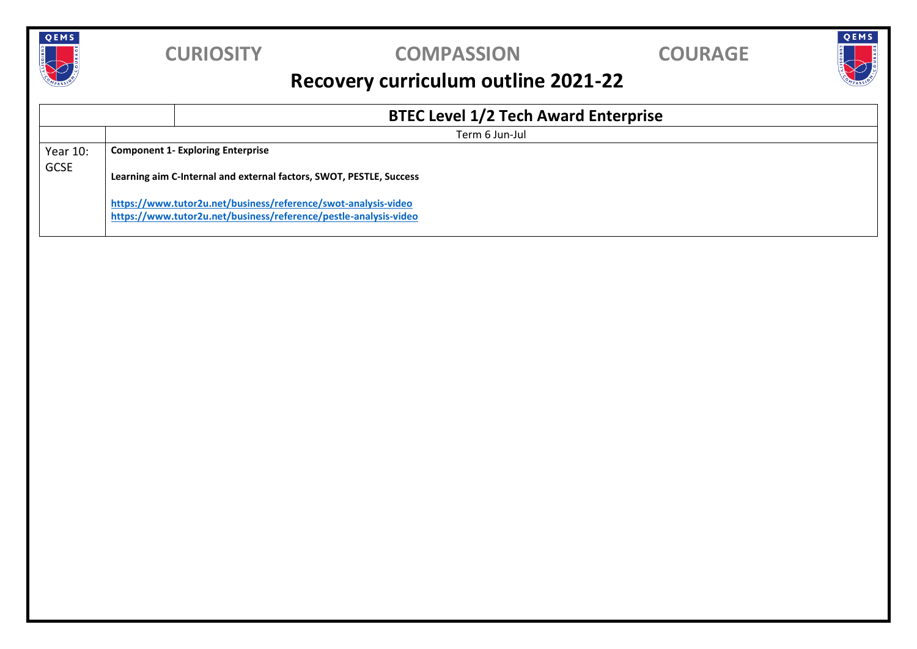**CURIOSITY** **COMPASSION** **COURAGE**

# Recovery curriculum outline 2021-22

| | BTEC Level 1/2 Tech Award Enterprise |
|---|---|
| | Term 6 Jun-Jul |
| Year 10: GCSE | **Component 1- Exploring Enterprise**<br><br>**Learning aim C-Internal and external factors, SWOT, PESTLE, Success**<br><br>**https://www.tutor2u.net/business/reference/swot-analysis-video**<br>**https://www.tutor2u.net/business/reference/pestle-analysis-video** |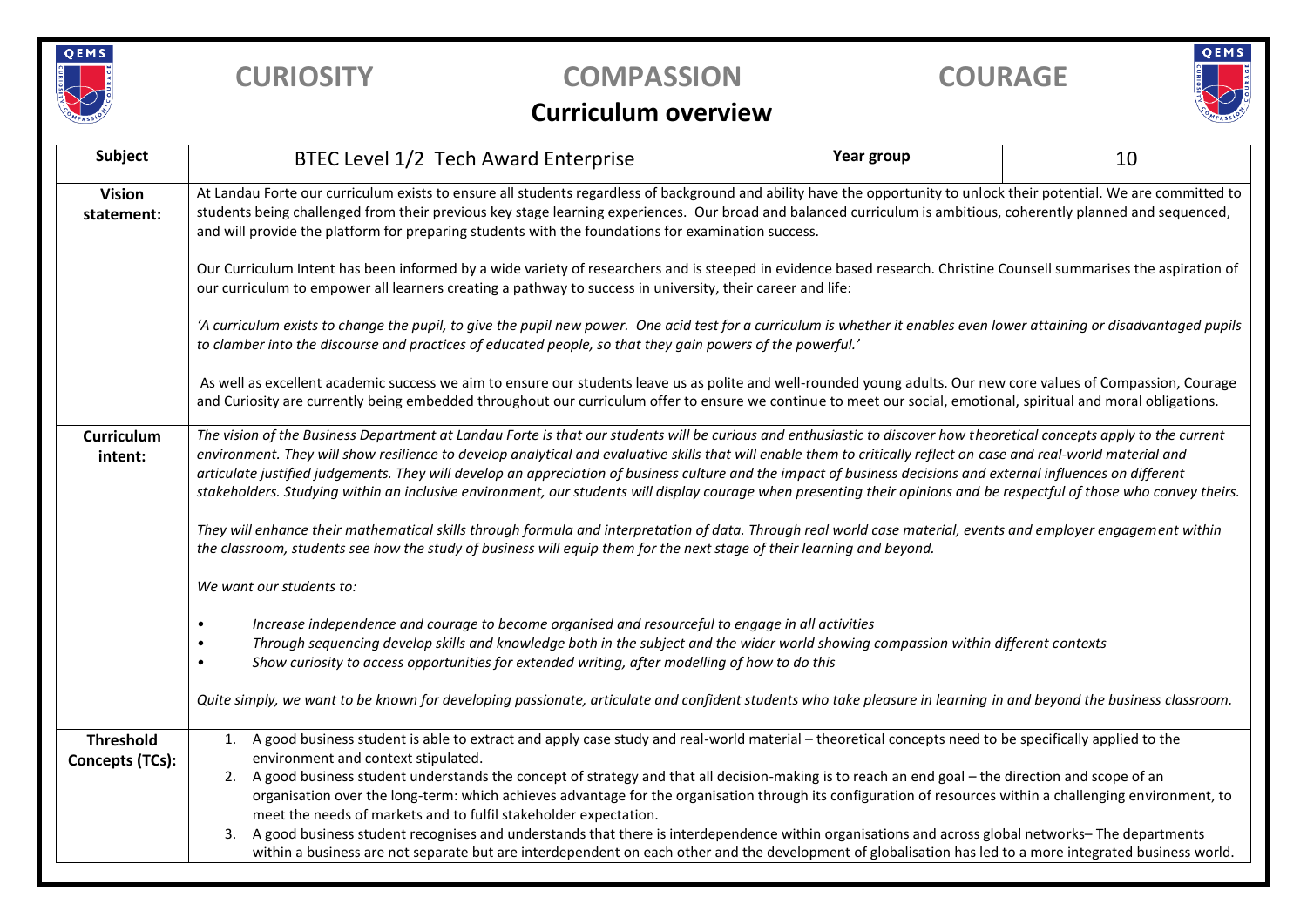# CURIOSITY COMPASSION COURAGE

## Curriculum overview

| Subject | BTEC Level 1/2 Tech Award Enterprise | Year group | 10 |
|---|---|---|---|
| **Vision statement:** | At Landau Forte our curriculum exists to ensure all students regardless of background and ability have the opportunity to unlock their potential. We are committed to students being challenged from their previous key stage learning experiences. Our broad and balanced curriculum is ambitious, coherently planned and sequenced, and will provide the platform for preparing students with the foundations for examination success.<br><br>Our Curriculum Intent has been informed by a wide variety of researchers and is steeped in evidence based research. Christine Counsell summarises the aspiration of our curriculum to empower all learners creating a pathway to success in university, their career and life:<br><br>*'A curriculum exists to change the pupil, to give the pupil new power. One acid test for a curriculum is whether it enables even lower attaining or disadvantaged pupils to clamber into the discourse and practices of educated people, so that they gain powers of the powerful.'*<br><br>As well as excellent academic success we aim to ensure our students leave us as polite and well-rounded young adults. Our new core values of Compassion, Courage and Curiosity are currently being embedded throughout our curriculum offer to ensure we continue to meet our social, emotional, spiritual and moral obligations. | | |
| **Curriculum intent:** | *The vision of the Business Department at Landau Forte is that our students will be curious and enthusiastic to discover how theoretical concepts apply to the current environment. They will show resilience to develop analytical and evaluative skills that will enable them to critically reflect on case and real-world material and articulate justified judgements. They will develop an appreciation of business culture and the impact of business decisions and external influences on different stakeholders. Studying within an inclusive environment, our students will display courage when presenting their opinions and be respectful of those who convey theirs.*<br><br>*They will enhance their mathematical skills through formula and interpretation of data. Through real world case material, events and employer engagement within the classroom, students see how the study of business will equip them for the next stage of their learning and beyond.*<br><br>*We want our students to:*<br><br>• *Increase independence and courage to become organised and resourceful to engage in all activities*<br>• *Through sequencing develop skills and knowledge both in the subject and the wider world showing compassion within different contexts*<br>• *Show curiosity to access opportunities for extended writing, after modelling of how to do this*<br><br>*Quite simply, we want to be known for developing passionate, articulate and confident students who take pleasure in learning in and beyond the business classroom.* | | |
| **Threshold Concepts (TCs):** | 1. A good business student is able to extract and apply case study and real-world material – theoretical concepts need to be specifically applied to the environment and context stipulated.<br>2. A good business student understands the concept of strategy and that all decision-making is to reach an end goal – the direction and scope of an organisation over the long-term: which achieves advantage for the organisation through its configuration of resources within a challenging environment, to meet the needs of markets and to fulfil stakeholder expectation.<br>3. A good business student recognises and understands that there is interdependence within organisations and across global networks– The departments within a business are not separate but are interdependent on each other and the development of globalisation has led to a more integrated business world. | | |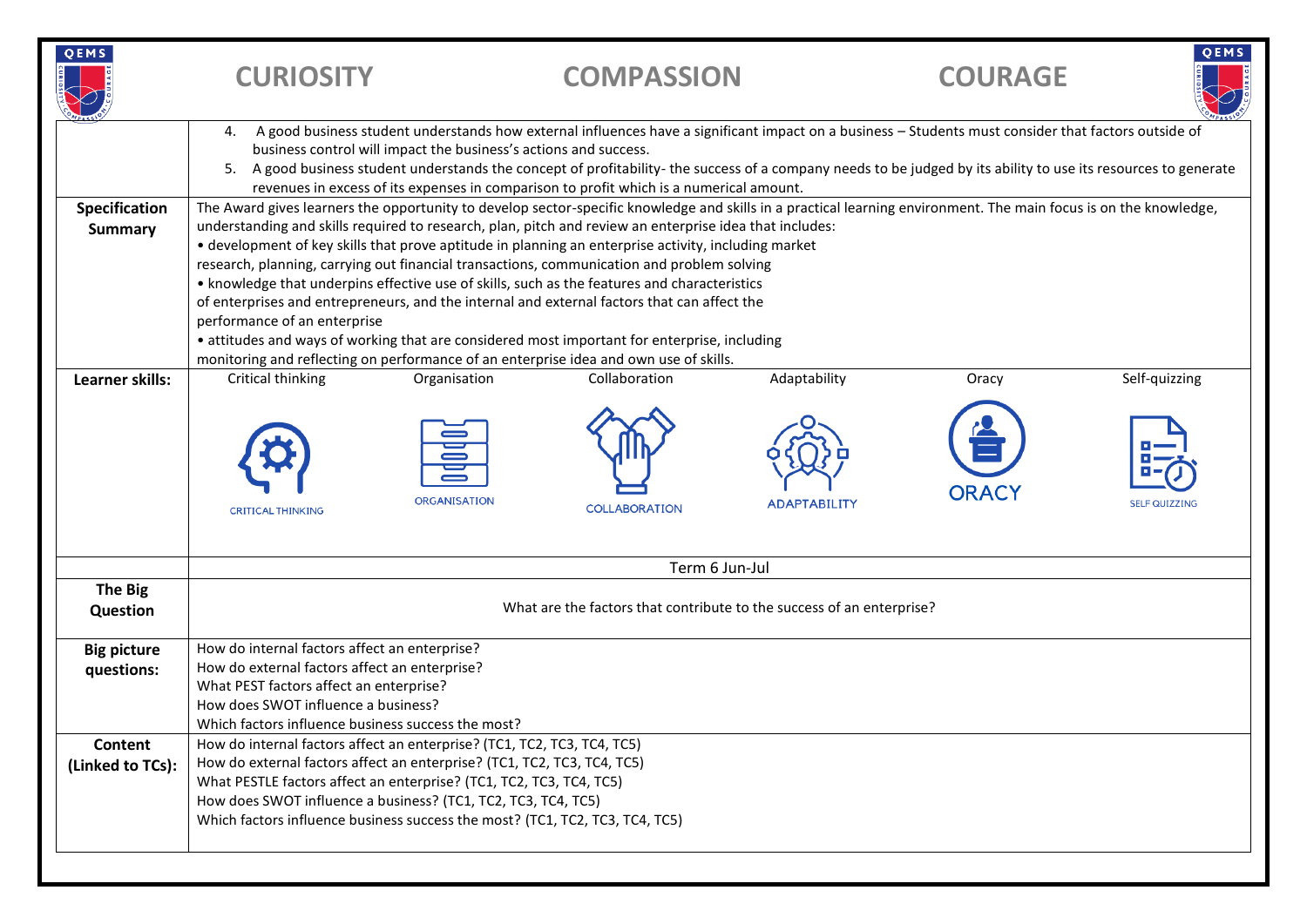# CURIOSITY COMPASSION COURAGE

| | |
|---|---|
| | 4. A good business student understands how external influences have a significant impact on a business – Students must consider that factors outside of business control will impact the business's actions and success.<br>5. A good business student understands the concept of profitability- the success of a company needs to be judged by its ability to use its resources to generate revenues in excess of its expenses in comparison to profit which is a numerical amount. |
| **Specification Summary** | The Award gives learners the opportunity to develop sector-specific knowledge and skills in a practical learning environment. The main focus is on the knowledge, understanding and skills required to research, plan, pitch and review an enterprise idea that includes:<br>• development of key skills that prove aptitude in planning an enterprise activity, including market research, planning, carrying out financial transactions, communication and problem solving<br>• knowledge that underpins effective use of skills, such as the features and characteristics of enterprises and entrepreneurs, and the internal and external factors that can affect the performance of an enterprise<br>• attitudes and ways of working that are considered most important for enterprise, including monitoring and reflecting on performance of an enterprise idea and own use of skills. |
| **Learner skills:** | Critical thinking, Organisation, Collaboration, Adaptability, Oracy, Self-quizzing |
| | Term 6 Jun-Jul |
| **The Big Question** | What are the factors that contribute to the success of an enterprise? |
| **Big picture questions:** | How do internal factors affect an enterprise?<br>How do external factors affect an enterprise?<br>What PEST factors affect an enterprise?<br>How does SWOT influence a business?<br>Which factors influence business success the most? |
| **Content (Linked to TCs):** | How do internal factors affect an enterprise? (TC1, TC2, TC3, TC4, TC5)<br>How do external factors affect an enterprise? (TC1, TC2, TC3, TC4, TC5)<br>What PESTLE factors affect an enterprise? (TC1, TC2, TC3, TC4, TC5)<br>How does SWOT influence a business? (TC1, TC2, TC3, TC4, TC5)<br>Which factors influence business success the most? (TC1, TC2, TC3, TC4, TC5) |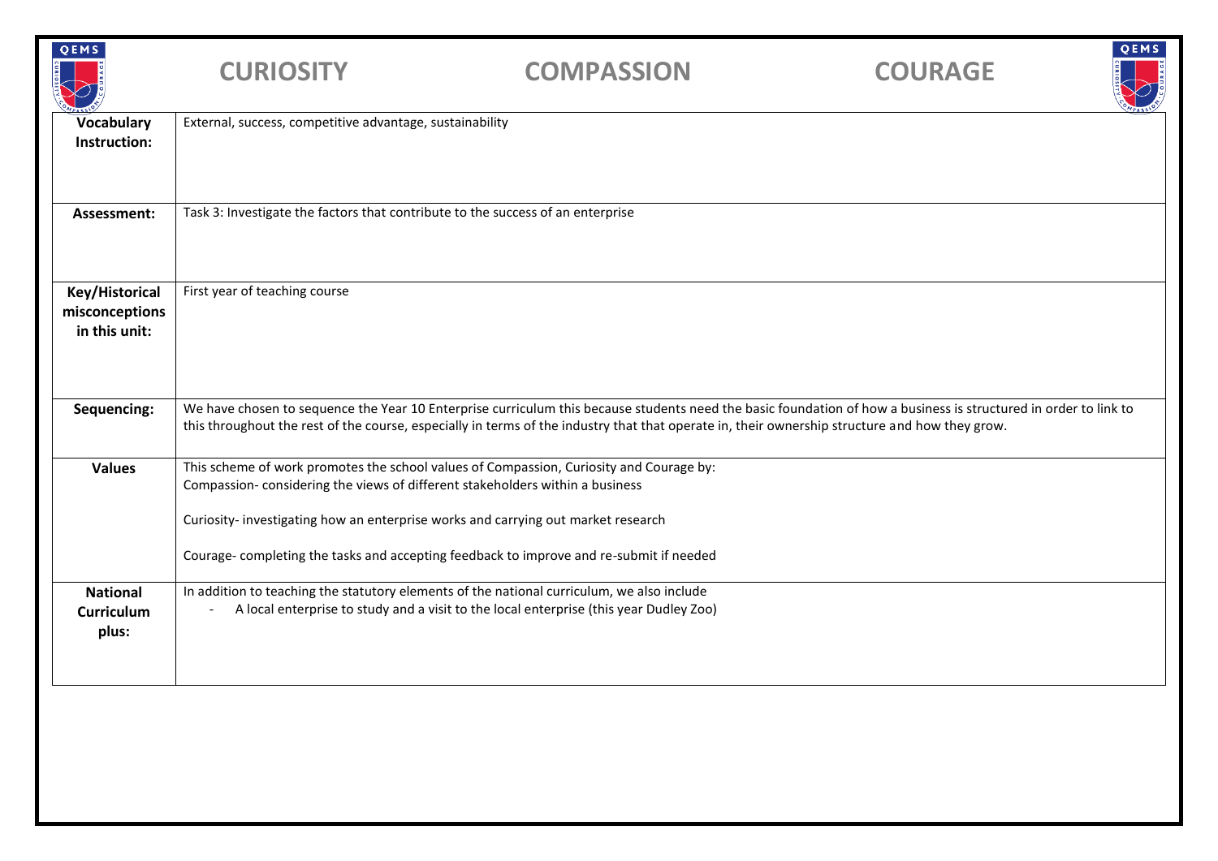CURIOSITY COMPASSION COURAGE

| | |
|---|---|
| **Vocabulary Instruction:** | External, success, competitive advantage, sustainability |
| **Assessment:** | Task 3: Investigate the factors that contribute to the success of an enterprise |
| **Key/Historical misconceptions in this unit:** | First year of teaching course |
| **Sequencing:** | We have chosen to sequence the Year 10 Enterprise curriculum this because students need the basic foundation of how a business is structured in order to link to this throughout the rest of the course, especially in terms of the industry that that operate in, their ownership structure and how they grow. |
| **Values** | This scheme of work promotes the school values of Compassion, Curiosity and Courage by:<br>Compassion- considering the views of different stakeholders within a business<br><br>Curiosity- investigating how an enterprise works and carrying out market research<br><br>Courage- completing the tasks and accepting feedback to improve and re-submit if needed |
| **National Curriculum plus:** | In addition to teaching the statutory elements of the national curriculum, we also include<br>- A local enterprise to study and a visit to the local enterprise (this year Dudley Zoo) |